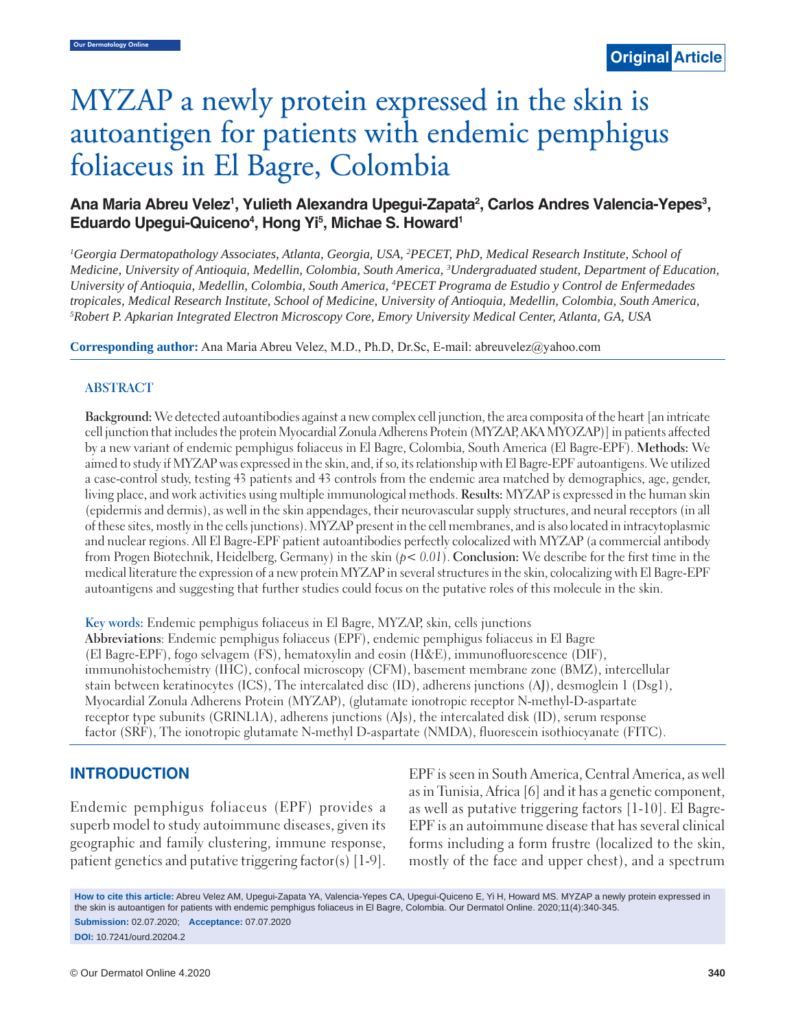Original Article

# MYZAP a newly protein expressed in the skin is autoantigen for patients with endemic pemphigus foliaceus in El Bagre, Colombia

**Ana Maria Abreu Velez[1], Yulieth Alexandra Upegui-Zapata[2], Carlos Andres Valencia-Yepes[3], Eduardo Upegui-Quiceno[4], Hong Yi[5], Michae S. Howard[1]**

*[1]Georgia Dermatopathology Associates, Atlanta, Georgia, USA, [2]PECET, PhD, Medical Research Institute, School of Medicine, University of Antioquia, Medellin, Colombia, South America, [3]Undergraduated student, Department of Education, University of Antioquia, Medellin, Colombia, South America, [4]PECET Programa de Estudio y Control de Enfermedades tropicales, Medical Research Institute, School of Medicine, University of Antioquia, Medellin, Colombia, South America, [5]Robert P. Apkarian Integrated Electron Microscopy Core, Emory University Medical Center, Atlanta, GA, USA*

**Corresponding author:** Ana Maria Abreu Velez, M.D., Ph.D, Dr.Sc, E-mail: abreuvelez@yahoo.com

## ABSTRACT

**Background:** We detected autoantibodies against a new complex cell junction, the area composita of the heart [an intricate cell junction that includes the protein Myocardial Zonula Adherens Protein (MYZAP, AKA MYOZAP)] in patients affected by a new variant of endemic pemphigus foliaceus in El Bagre, Colombia, South America (El Bagre-EPF). **Methods:** We aimed to study if MYZAP was expressed in the skin, and, if so, its relationship with El Bagre-EPF autoantigens. We utilized a case-control study, testing 43 patients and 43 controls from the endemic area matched by demographics, age, gender, living place, and work activities using multiple immunological methods. **Results:** MYZAP is expressed in the human skin (epidermis and dermis), as well in the skin appendages, their neurovascular supply structures, and neural receptors (in all of these sites, mostly in the cells junctions). MYZAP present in the cell membranes, and is also located in intracytoplasmic and nuclear regions. All El Bagre-EPF patient autoantibodies perfectly colocalized with MYZAP (a commercial antibody from Progen Biotechnik, Heidelberg, Germany) in the skin ($p < 0.01$). **Conclusion:** We describe for the first time in the medical literature the expression of a new protein MYZAP in several structures in the skin, colocalizing with El Bagre-EPF autoantigens and suggesting that further studies could focus on the putative roles of this molecule in the skin.

**Key words:** Endemic pemphigus foliaceus in El Bagre, MYZAP, skin, cells junctions

**Abbreviations**: Endemic pemphigus foliaceus (EPF), endemic pemphigus foliaceus in El Bagre (El Bagre-EPF), fogo selvagem (FS), hematoxylin and eosin (H&E), immunofluorescence (DIF), immunohistochemistry (IHC), confocal microscopy (CFM), basement membrane zone (BMZ), intercellular stain between keratinocytes (ICS), The intercalated disc (ID), adherens junctions (AJ), desmoglein 1 (Dsg1), Myocardial Zonula Adherens Protein (MYZAP), (glutamate ionotropic receptor N-methyl-D-aspartate receptor type subunits (GRINL1A), adherens junctions (AJs), the intercalated disk (ID), serum response factor (SRF), The ionotropic glutamate N-methyl D-aspartate (NMDA), fluorescein isothiocyanate (FITC).

## INTRODUCTION

Endemic pemphigus foliaceus (EPF) provides a superb model to study autoimmune diseases, given its geographic and family clustering, immune response, patient genetics and putative triggering factor(s) [1-9]. EPF is seen in South America, Central America, as well as in Tunisia, Africa [6] and it has a genetic component, as well as putative triggering factors [1-10]. El Bagre-EPF is an autoimmune disease that has several clinical forms including a form frustre (localized to the skin, mostly of the face and upper chest), and a spectrum

**How to cite this article:** Abreu Velez AM, Upegui-Zapata YA, Valencia-Yepes CA, Upegui-Quiceno E, Yi H, Howard MS. MYZAP a newly protein expressed in the skin is autoantigen for patients with endemic pemphigus foliaceus in El Bagre, Colombia. Our Dermatol Online. 2020;11(4):340-345.

**Submission:** 02.07.2020; **Acceptance:** 07.07.2020

**DOI:** 10.7241/ourd.20204.2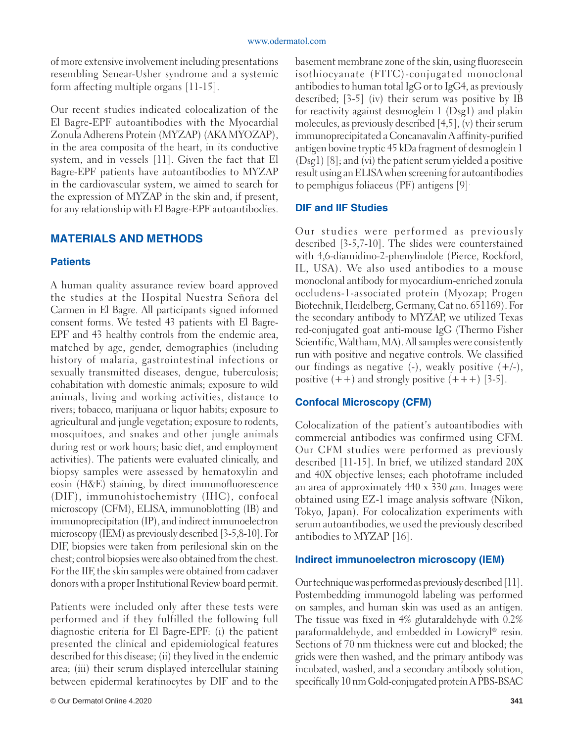of more extensive involvement including presentations resembling Senear-Usher syndrome and a systemic form affecting multiple organs [11-15].

Our recent studies indicated colocalization of the El Bagre-EPF autoantibodies with the Myocardial Zonula Adherens Protein (MYZAP) (AKA MYOZAP), in the area composita of the heart, in its conductive system, and in vessels [11]. Given the fact that El Bagre-EPF patients have autoantibodies to MYZAP in the cardiovascular system, we aimed to search for the expression of MYZAP in the skin and, if present, for any relationship with El Bagre-EPF autoantibodies.

## MATERIALS AND METHODS

### Patients

A human quality assurance review board approved the studies at the Hospital Nuestra Señora del Carmen in El Bagre. All participants signed informed consent forms. We tested 43 patients with El Bagre-EPF and 43 healthy controls from the endemic area, matched by age, gender, demographics (including history of malaria, gastrointestinal infections or sexually transmitted diseases, dengue, tuberculosis; cohabitation with domestic animals; exposure to wild animals, living and working activities, distance to rivers; tobacco, marijuana or liquor habits; exposure to agricultural and jungle vegetation; exposure to rodents, mosquitoes, and snakes and other jungle animals during rest or work hours; basic diet, and employment activities). The patients were evaluated clinically, and biopsy samples were assessed by hematoxylin and eosin (H&E) staining, by direct immunofluorescence (DIF), immunohistochemistry (IHC), confocal microscopy (CFM), ELISA, immunoblotting (IB) and immunoprecipitation (IP), and indirect inmunoelectron microscopy (IEM) as previously described [3-5,8-10]. For DIF, biopsies were taken from perilesional skin on the chest; control biopsies were also obtained from the chest. For the IIF, the skin samples were obtained from cadaver donors with a proper Institutional Review board permit.

Patients were included only after these tests were performed and if they fulfilled the following full diagnostic criteria for El Bagre-EPF: (i) the patient presented the clinical and epidemiological features described for this disease; (ii) they lived in the endemic area; (iii) their serum displayed intercellular staining between epidermal keratinocytes by DIF and to the basement membrane zone of the skin, using fluorescein isothiocyanate (FITC)-conjugated monoclonal antibodies to human total IgG or to IgG4, as previously described; [3-5] (iv) their serum was positive by IB for reactivity against desmoglein 1 (Dsg1) and plakin molecules, as previously described [4,5], (v) their serum immunoprecipitated a Concanavalin A affinity-purified antigen bovine tryptic 45 kDa fragment of desmoglein 1 (Dsg1) [8]; and (vi) the patient serum yielded a positive result using an ELISA when screening for autoantibodies to pemphigus foliaceus (PF) antigens [9].

### DIF and IIF Studies

Our studies were performed as previously described [3-5,7-10]. The slides were counterstained with 4,6-diamidino-2-phenylindole (Pierce, Rockford, IL, USA). We also used antibodies to a mouse monoclonal antibody for myocardium-enriched zonula occludens-1-associated protein (Myozap; Progen Biotechnik, Heidelberg, Germany, Cat no. 651169). For the secondary antibody to MYZAP, we utilized Texas red-conjugated goat anti-mouse IgG (Thermo Fisher Scientific, Waltham, MA). All samples were consistently run with positive and negative controls. We classified our findings as negative (-), weakly positive (+/-), positive (++) and strongly positive (+++) [3-5].

### Confocal Microscopy (CFM)

Colocalization of the patient's autoantibodies with commercial antibodies was confirmed using CFM. Our CFM studies were performed as previously described [11-15]. In brief, we utilized standard 20X and 40X objective lenses; each photoframe included an area of approximately 440 x 330 $\mu$m. Images were obtained using EZ-1 image analysis software (Nikon, Tokyo, Japan). For colocalization experiments with serum autoantibodies, we used the previously described antibodies to MYZAP [16].

### Indirect immunoelectron microscopy (IEM)

Our technique was performed as previously described [11]. Postembedding immunogold labeling was performed on samples, and human skin was used as an antigen. The tissue was fixed in 4% glutaraldehyde with 0.2% paraformaldehyde, and embedded in Lowicryl® resin. Sections of 70 nm thickness were cut and blocked; the grids were then washed, and the primary antibody was incubated, washed, and a secondary antibody solution, specifically 10 nm Gold-conjugated protein A PBS-BSAC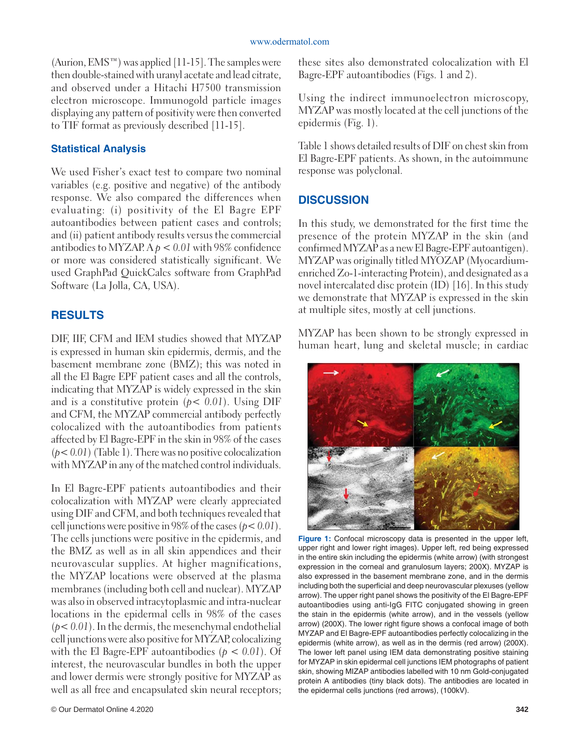(Aurion, EMS™) was applied [11-15]. The samples were then double-stained with uranyl acetate and lead citrate, and observed under a Hitachi H7500 transmission electron microscope. Immunogold particle images displaying any pattern of positivity were then converted to TIF format as previously described [11-15].

## Statistical Analysis

We used Fisher's exact test to compare two nominal variables (e.g. positive and negative) of the antibody response. We also compared the differences when evaluating: (i) positivity of the El Bagre EPF autoantibodies between patient cases and controls; and (ii) patient antibody results versus the commercial antibodies to MYZAP. A $p < 0.01$ with 98% confidence or more was considered statistically significant. We used GraphPad QuickCalcs software from GraphPad Software (La Jolla, CA, USA).

## RESULTS

DIF, IIF, CFM and IEM studies showed that MYZAP is expressed in human skin epidermis, dermis, and the basement membrane zone (BMZ); this was noted in all the El Bagre EPF patient cases and all the controls, indicating that MYZAP is widely expressed in the skin and is a constitutive protein ($p < 0.01$). Using DIF and CFM, the MYZAP commercial antibody perfectly colocalized with the autoantibodies from patients affected by El Bagre-EPF in the skin in 98% of the cases ($p < 0.01$) (Table 1). There was no positive colocalization with MYZAP in any of the matched control individuals.

In El Bagre-EPF patients autoantibodies and their colocalization with MYZAP were clearly appreciated using DIF and CFM, and both techniques revealed that cell junctions were positive in 98% of the cases ($p < 0.01$). The cells junctions were positive in the epidermis, and the BMZ as well as in all skin appendices and their neurovascular supplies. At higher magnifications, the MYZAP locations were observed at the plasma membranes (including both cell and nuclear). MYZAP was also in observed intracytoplasmic and intra-nuclear locations in the epidermal cells in 98% of the cases ($p < 0.01$). In the dermis, the mesenchymal endothelial cell junctions were also positive for MYZAP, colocalizing with the El Bagre-EPF autoantibodies ($p < 0.01$). Of interest, the neurovascular bundles in both the upper and lower dermis were strongly positive for MYZAP as well as all free and encapsulated skin neural receptors; these sites also demonstrated colocalization with El Bagre-EPF autoantibodies (Figs. 1 and 2).

Using the indirect immunoelectron microscopy, MYZAP was mostly located at the cell junctions of the epidermis (Fig. 1).

Table 1 shows detailed results of DIF on chest skin from El Bagre-EPF patients. As shown, in the autoimmune response was polyclonal.

## DISCUSSION

In this study, we demonstrated for the first time the presence of the protein MYZAP in the skin (and confirmed MYZAP as a new El Bagre-EPF autoantigen). MYZAP was originally titled MYOZAP (Myocardium-enriched Zo-1-interacting Protein), and designated as a novel intercalated disc protein (ID) [16]. In this study we demonstrate that MYZAP is expressed in the skin at multiple sites, mostly at cell junctions.

MYZAP has been shown to be strongly expressed in human heart, lung and skeletal muscle; in cardiac

**Figure 1:** Confocal microscopy data is presented in the upper left, upper right and lower right images). Upper left, red being expressed in the entire skin including the epidermis (white arrow) (with strongest expression in the corneal and granulosum layers; 200X). MYZAP is also expressed in the basement membrane zone, and in the dermis including both the superficial and deep neurovascular plexuses (yellow arrow). The upper right panel shows the positivity of the El Bagre-EPF autoantibodies using anti-IgG FITC conjugated showing in green the stain in the epidermis (white arrow), and in the vessels (yellow arrow) (200X). The lower right figure shows a confocal image of both MYZAP and El Bagre-EPF autoantibodies perfectly colocalizing in the epidermis (white arrow), as well as in the dermis (red arrow) (200X). The lower left panel using IEM data demonstrating positive staining for MYZAP in skin epidermal cell junctions IEM photographs of patient skin, showing MIZAP antibodies labelled with 10 nm Gold-conjugated protein A antibodies (tiny black dots). The antibodies are located in the epidermal cells junctions (red arrows), (100kV).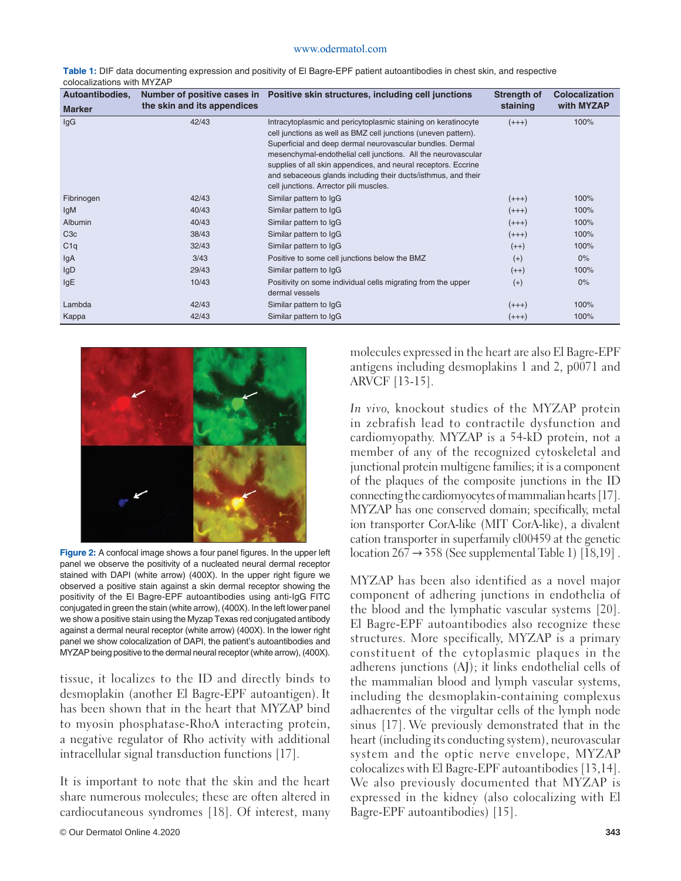**Table 1:** DIF data documenting expression and positivity of El Bagre-EPF patient autoantibodies in chest skin, and respective colocalizations with MYZAP

| Autoantibodies, Marker | Number of positive cases in the skin and its appendices | Positive skin structures, including cell junctions | Strength of staining | Colocalization with MYZAP |
|---|---|---|---|---|
| IgG | 42/43 | Intracytoplasmic and pericytoplasmic staining on keratinocyte cell junctions as well as BMZ cell junctions (uneven pattern). Superficial and deep dermal neurovascular bundles. Dermal mesenchymal-endothelial cell junctions. All the neurovascular supplies of all skin appendices, and neural receptors. Eccrine and sebaceous glands including their ducts/isthmus, and their cell junctions. Arrector pili muscles. | (+++) | 100% |
| Fibrinogen | 42/43 | Similar pattern to IgG | (+++) | 100% |
| IgM | 40/43 | Similar pattern to IgG | (+++) | 100% |
| Albumin | 40/43 | Similar pattern to IgG | (+++) | 100% |
| C3c | 38/43 | Similar pattern to IgG | (+++) | 100% |
| C1q | 32/43 | Similar pattern to IgG | (++) | 100% |
| IgA | 3/43 | Positive to some cell junctions below the BMZ | (+) | 0% |
| IgD | 29/43 | Similar pattern to IgG | (++) | 100% |
| IgE | 10/43 | Positivity on some individual cells migrating from the upper dermal vessels | (+) | 0% |
| Lambda | 42/43 | Similar pattern to IgG | (+++) | 100% |
| Kappa | 42/43 | Similar pattern to IgG | (+++) | 100% |

**Figure 2:** A confocal image shows a four panel figures. In the upper left panel we observe the positivity of a nucleated neural dermal receptor stained with DAPI (white arrow) (400X). In the upper right figure we observed a positive stain against a skin dermal receptor showing the positivity of the El Bagre-EPF autoantibodies using anti-IgG FITC conjugated in green the stain (white arrow), (400X). In the left lower panel we show a positive stain using the Myzap Texas red conjugated antibody against a dermal neural receptor (white arrow) (400X). In the lower right panel we show colocalization of DAPI, the patient's autoantibodies and MYZAP being positive to the dermal neural receptor (white arrow), (400X).

tissue, it localizes to the ID and directly binds to desmoplakin (another El Bagre-EPF autoantigen). It has been shown that in the heart that MYZAP bind to myosin phosphatase-RhoA interacting protein, a negative regulator of Rho activity with additional intracellular signal transduction functions [17].

It is important to note that the skin and the heart share numerous molecules; these are often altered in cardiocutaneous syndromes [18]. Of interest, many molecules expressed in the heart are also El Bagre-EPF antigens including desmoplakins 1 and 2, p0071 and ARVCF [13-15].

*In vivo*, knockout studies of the MYZAP protein in zebrafish lead to contractile dysfunction and cardiomyopathy. MYZAP is a 54-kD protein, not a member of any of the recognized cytoskeletal and junctional protein multigene families; it is a component of the plaques of the composite junctions in the ID connecting the cardiomyocytes of mammalian hearts [17]. MYZAP has one conserved domain; specifically, metal ion transporter CorA-like (MIT CorA-like), a divalent cation transporter in superfamily cl00459 at the genetic location 267 → 358 (See supplemental Table 1) [18,19] .

MYZAP has been also identified as a novel major component of adhering junctions in endothelia of the blood and the lymphatic vascular systems [20]. El Bagre-EPF autoantibodies also recognize these structures. More specifically, MYZAP is a primary constituent of the cytoplasmic plaques in the adherens junctions (AJ); it links endothelial cells of the mammalian blood and lymph vascular systems, including the desmoplakin-containing complexus adhaerentes of the virgultar cells of the lymph node sinus [17]. We previously demonstrated that in the heart (including its conducting system), neurovascular system and the optic nerve envelope, MYZAP colocalizes with El Bagre-EPF autoantibodies [13,14]. We also previously documented that MYZAP is expressed in the kidney (also colocalizing with El Bagre-EPF autoantibodies) [15].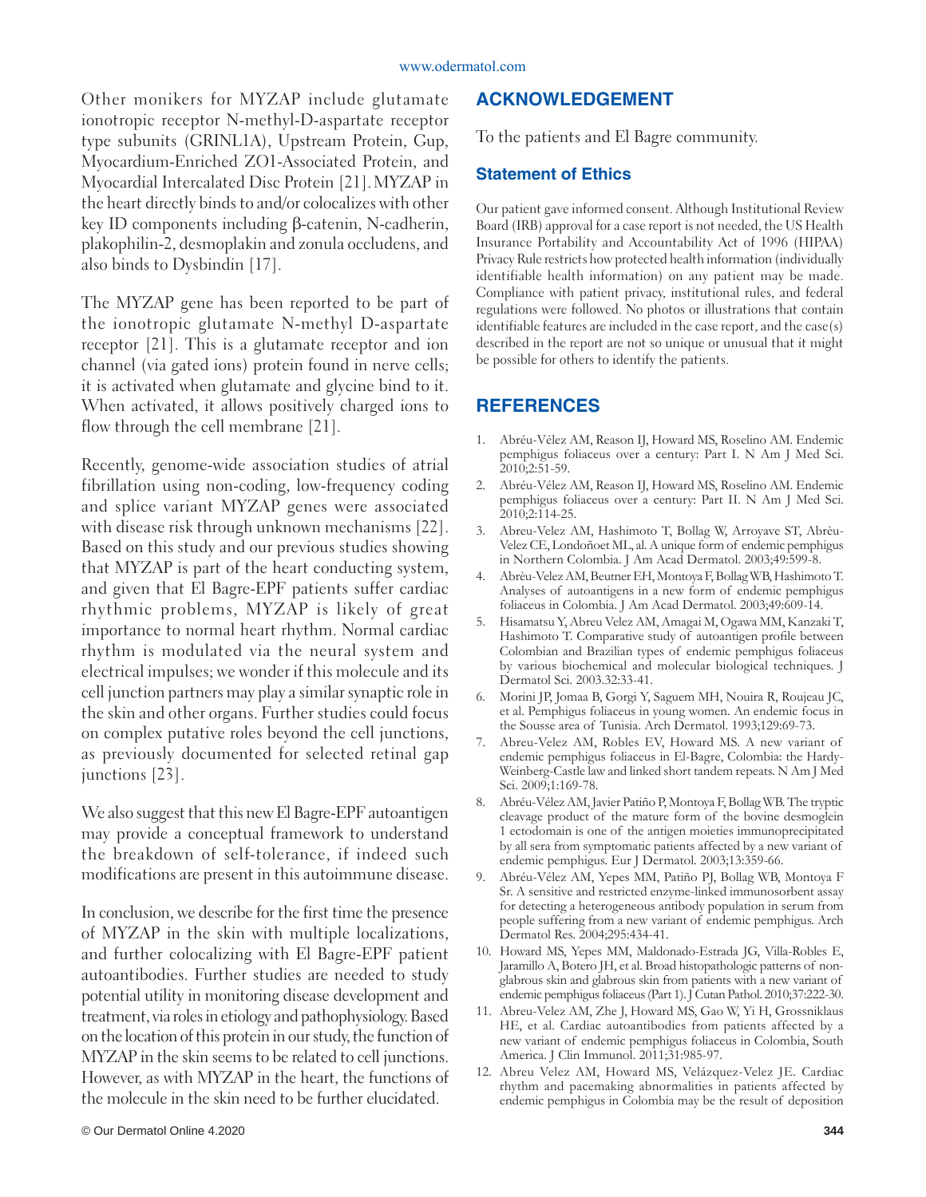Other monikers for MYZAP include glutamate ionotropic receptor N-methyl-D-aspartate receptor type subunits (GRINL1A), Upstream Protein, Gup, Myocardium-Enriched ZO1-Associated Protein, and Myocardial Intercalated Disc Protein [21]. MYZAP in the heart directly binds to and/or colocalizes with other key ID components including β-catenin, N-cadherin, plakophilin-2, desmoplakin and zonula occludens, and also binds to Dysbindin [17].

The MYZAP gene has been reported to be part of the ionotropic glutamate N-methyl D-aspartate receptor [21]. This is a glutamate receptor and ion channel (via gated ions) protein found in nerve cells; it is activated when glutamate and glycine bind to it. When activated, it allows positively charged ions to flow through the cell membrane [21].

Recently, genome-wide association studies of atrial fibrillation using non-coding, low-frequency coding and splice variant MYZAP genes were associated with disease risk through unknown mechanisms [22]. Based on this study and our previous studies showing that MYZAP is part of the heart conducting system, and given that El Bagre-EPF patients suffer cardiac rhythmic problems, MYZAP is likely of great importance to normal heart rhythm. Normal cardiac rhythm is modulated via the neural system and electrical impulses; we wonder if this molecule and its cell junction partners may play a similar synaptic role in the skin and other organs. Further studies could focus on complex putative roles beyond the cell junctions, as previously documented for selected retinal gap junctions [23].

We also suggest that this new El Bagre-EPF autoantigen may provide a conceptual framework to understand the breakdown of self-tolerance, if indeed such modifications are present in this autoimmune disease.

In conclusion, we describe for the first time the presence of MYZAP in the skin with multiple localizations, and further colocalizing with El Bagre-EPF patient autoantibodies. Further studies are needed to study potential utility in monitoring disease development and treatment, via roles in etiology and pathophysiology. Based on the location of this protein in our study, the function of MYZAP in the skin seems to be related to cell junctions. However, as with MYZAP in the heart, the functions of the molecule in the skin need to be further elucidated.

## ACKNOWLEDGEMENT

To the patients and El Bagre community.

### Statement of Ethics

Our patient gave informed consent. Although Institutional Review Board (IRB) approval for a case report is not needed, the US Health Insurance Portability and Accountability Act of 1996 (HIPAA) Privacy Rule restricts how protected health information (individually identifiable health information) on any patient may be made. Compliance with patient privacy, institutional rules, and federal regulations were followed. No photos or illustrations that contain identifiable features are included in the case report, and the case(s) described in the report are not so unique or unusual that it might be possible for others to identify the patients.

## REFERENCES

1. Abréu-Vélez AM, Reason IJ, Howard MS, Roselino AM. Endemic pemphigus foliaceus over a century: Part I. N Am J Med Sci. 2010;2:51-59.
2. Abréu-Vélez AM, Reason IJ, Howard MS, Roselino AM. Endemic pemphigus foliaceus over a century: Part II. N Am J Med Sci. 2010;2:114-25.
3. Abreu-Velez AM, Hashimoto T, Bollag W, Arroyave ST, Abrèu-Velez CE, Londoñoet ML, al. A unique form of endemic pemphigus in Northern Colombia. J Am Acad Dermatol. 2003;49:599-8.
4. Abrèu-Velez AM, Beutner EH, Montoya F, Bollag WB, Hashimoto T. Analyses of autoantigens in a new form of endemic pemphigus foliaceus in Colombia. J Am Acad Dermatol. 2003;49:609-14.
5. Hisamatsu Y, Abreu Velez AM, Amagai M, Ogawa MM, Kanzaki T, Hashimoto T. Comparative study of autoantigen profile between Colombian and Brazilian types of endemic pemphigus foliaceus by various biochemical and molecular biological techniques. J Dermatol Sci. 2003.32:33-41.
6. Morini JP, Jomaa B, Gorgi Y, Saguem MH, Nouira R, Roujeau JC, et al. Pemphigus foliaceus in young women. An endemic focus in the Sousse area of Tunisia. Arch Dermatol. 1993;129:69-73.
7. Abreu-Velez AM, Robles EV, Howard MS. A new variant of endemic pemphigus foliaceus in El-Bagre, Colombia: the Hardy-Weinberg-Castle law and linked short tandem repeats. N Am J Med Sci. 2009;1:169-78.
8. Abréu-Vélez AM, Javier Patiño P, Montoya F, Bollag WB. The tryptic cleavage product of the mature form of the bovine desmoglein 1 ectodomain is one of the antigen moieties immunoprecipitated by all sera from symptomatic patients affected by a new variant of endemic pemphigus. Eur J Dermatol. 2003;13:359-66.
9. Abréu-Vélez AM, Yepes MM, Patiño PJ, Bollag WB, Montoya F Sr. A sensitive and restricted enzyme-linked immunosorbent assay for detecting a heterogeneous antibody population in serum from people suffering from a new variant of endemic pemphigus. Arch Dermatol Res. 2004;295:434-41.
10. Howard MS, Yepes MM, Maldonado-Estrada JG, Villa-Robles E, Jaramillo A, Botero JH, et al. Broad histopathologic patterns of non-glabrous skin and glabrous skin from patients with a new variant of endemic pemphigus foliaceus (Part 1). J Cutan Pathol. 2010;37:222-30.
11. Abreu-Velez AM, Zhe J, Howard MS, Gao W, Yi H, Grossniklaus HE, et al. Cardiac autoantibodies from patients affected by a new variant of endemic pemphigus foliaceus in Colombia, South America. J Clin Immunol. 2011;31:985-97.
12. Abreu Velez AM, Howard MS, Velázquez-Velez JE. Cardiac rhythm and pacemaking abnormalities in patients affected by endemic pemphigus in Colombia may be the result of deposition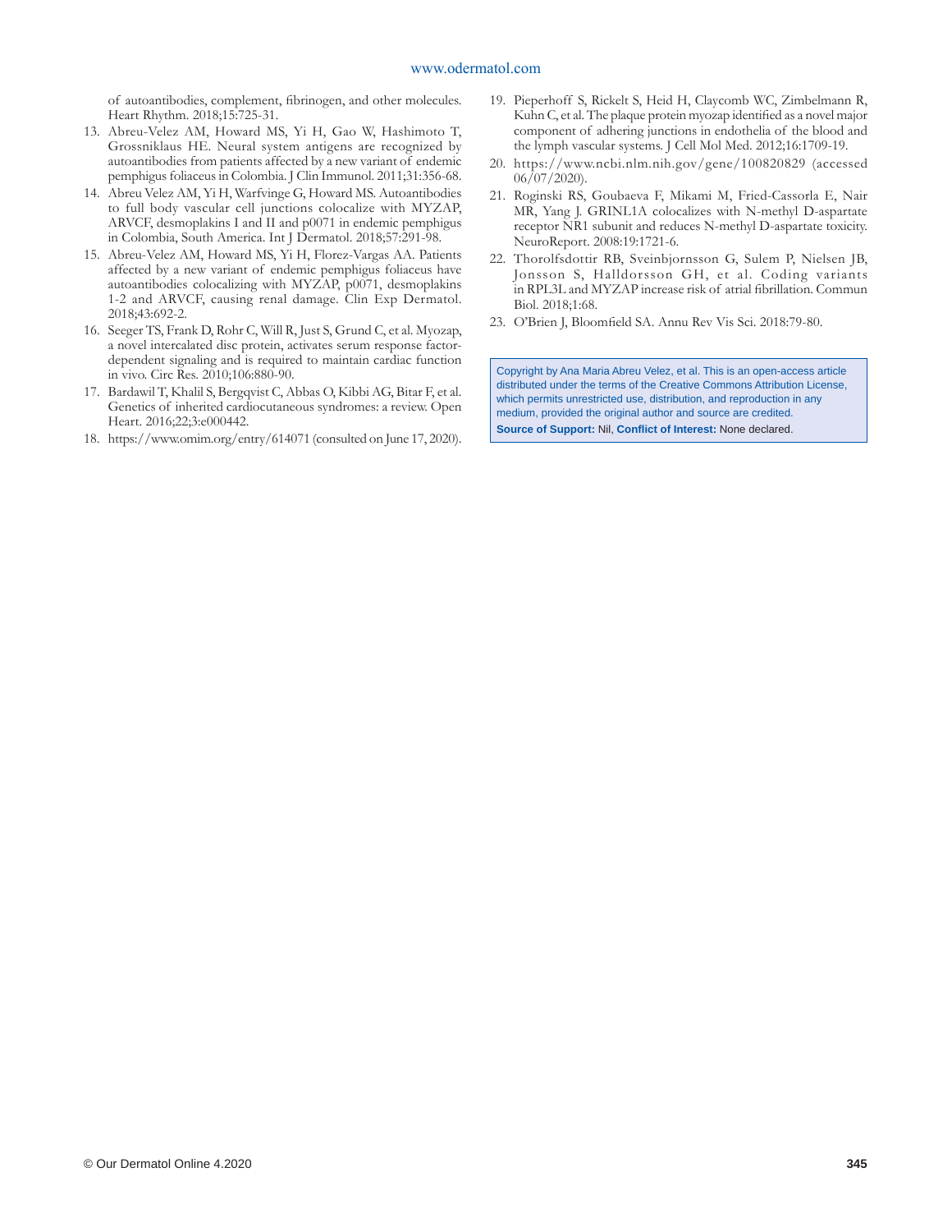of autoantibodies, complement, fibrinogen, and other molecules. Heart Rhythm. 2018;15:725-31.

13. Abreu-Velez AM, Howard MS, Yi H, Gao W, Hashimoto T, Grossniklaus HE. Neural system antigens are recognized by autoantibodies from patients affected by a new variant of endemic pemphigus foliaceus in Colombia. J Clin Immunol. 2011;31:356-68.
14. Abreu Velez AM, Yi H, Warfvinge G, Howard MS. Autoantibodies to full body vascular cell junctions colocalize with MYZAP, ARVCF, desmoplakins I and II and p0071 in endemic pemphigus in Colombia, South America. Int J Dermatol. 2018;57:291-98.
15. Abreu-Velez AM, Howard MS, Yi H, Florez-Vargas AA. Patients affected by a new variant of endemic pemphigus foliaceus have autoantibodies colocalizing with MYZAP, p0071, desmoplakins 1-2 and ARVCF, causing renal damage. Clin Exp Dermatol. 2018;43:692-2.
16. Seeger TS, Frank D, Rohr C, Will R, Just S, Grund C, et al. Myozap, a novel intercalated disc protein, activates serum response factor-dependent signaling and is required to maintain cardiac function in vivo. Circ Res. 2010;106:880-90.
17. Bardawil T, Khalil S, Bergqvist C, Abbas O, Kibbi AG, Bitar F, et al. Genetics of inherited cardiocutaneous syndromes: a review. Open Heart. 2016;22;3:e000442.
18. https://www.omim.org/entry/614071 (consulted on June 17, 2020).
19. Pieperhoff S, Rickelt S, Heid H, Claycomb WC, Zimbelmann R, Kuhn C, et al. The plaque protein myozap identified as a novel major component of adhering junctions in endothelia of the blood and the lymph vascular systems. J Cell Mol Med. 2012;16:1709-19.
20. https://www.ncbi.nlm.nih.gov/gene/100820829 (accessed 06/07/2020).
21. Roginski RS, Goubaeva F, Mikami M, Fried-Cassorla E, Nair MR, Yang J. GRINL1A colocalizes with N-methyl D-aspartate receptor NR1 subunit and reduces N-methyl D-aspartate toxicity. NeuroReport. 2008:19:1721-6.
22. Thorolfsdottir RB, Sveinbjornsson G, Sulem P, Nielsen JB, Jonsson S, Halldorsson GH, et al. Coding variants in RPL3L and MYZAP increase risk of atrial fibrillation. Commun Biol. 2018;1:68.
23. O'Brien J, Bloomfield SA. Annu Rev Vis Sci. 2018:79-80.

Copyright by Ana Maria Abreu Velez, et al. This is an open-access article distributed under the terms of the Creative Commons Attribution License, which permits unrestricted use, distribution, and reproduction in any medium, provided the original author and source are credited.
**Source of Support:** Nil, **Conflict of Interest:** None declared.